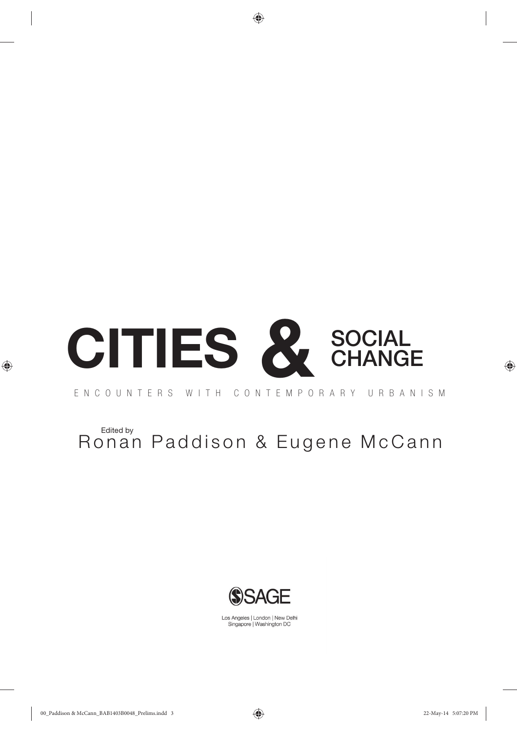# CITIES & SOCIAL CHANGE

ENCOUNTERS WITH CONTEMPORARY URBANISM

Edited by
Ronan Paddison & Eugene McCann

SAGE

Los Angeles | London | New Delhi
Singapore | Washington DC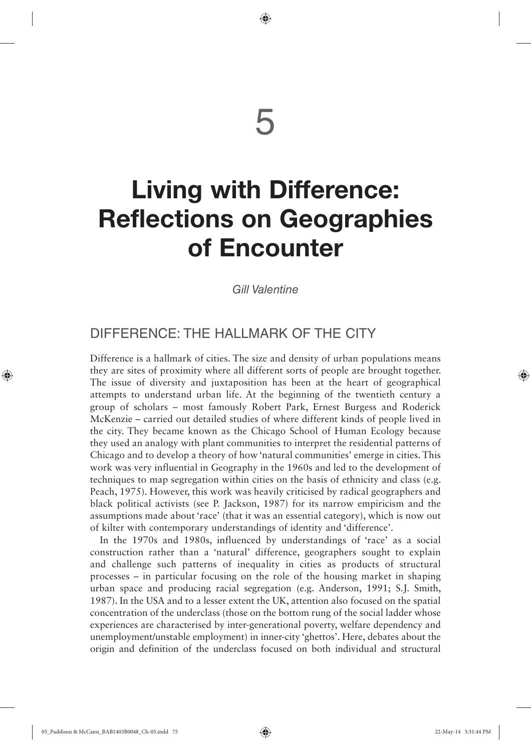# 5

# Living with Difference: Reflections on Geographies of Encounter

*Gill Valentine*

## DIFFERENCE: THE HALLMARK OF THE CITY

Difference is a hallmark of cities. The size and density of urban populations means they are sites of proximity where all different sorts of people are brought together. The issue of diversity and juxtaposition has been at the heart of geographical attempts to understand urban life. At the beginning of the twentieth century a group of scholars – most famously Robert Park, Ernest Burgess and Roderick McKenzie – carried out detailed studies of where different kinds of people lived in the city. They became known as the Chicago School of Human Ecology because they used an analogy with plant communities to interpret the residential patterns of Chicago and to develop a theory of how 'natural communities' emerge in cities. This work was very influential in Geography in the 1960s and led to the development of techniques to map segregation within cities on the basis of ethnicity and class (e.g. Peach, 1975). However, this work was heavily criticised by radical geographers and black political activists (see P. Jackson, 1987) for its narrow empiricism and the assumptions made about 'race' (that it was an essential category), which is now out of kilter with contemporary understandings of identity and 'difference'.

In the 1970s and 1980s, influenced by understandings of 'race' as a social construction rather than a 'natural' difference, geographers sought to explain and challenge such patterns of inequality in cities as products of structural processes – in particular focusing on the role of the housing market in shaping urban space and producing racial segregation (e.g. Anderson, 1991; S.J. Smith, 1987). In the USA and to a lesser extent the UK, attention also focused on the spatial concentration of the underclass (those on the bottom rung of the social ladder whose experiences are characterised by inter-generational poverty, welfare dependency and unemployment/unstable employment) in inner-city 'ghettos'. Here, debates about the origin and definition of the underclass focused on both individual and structural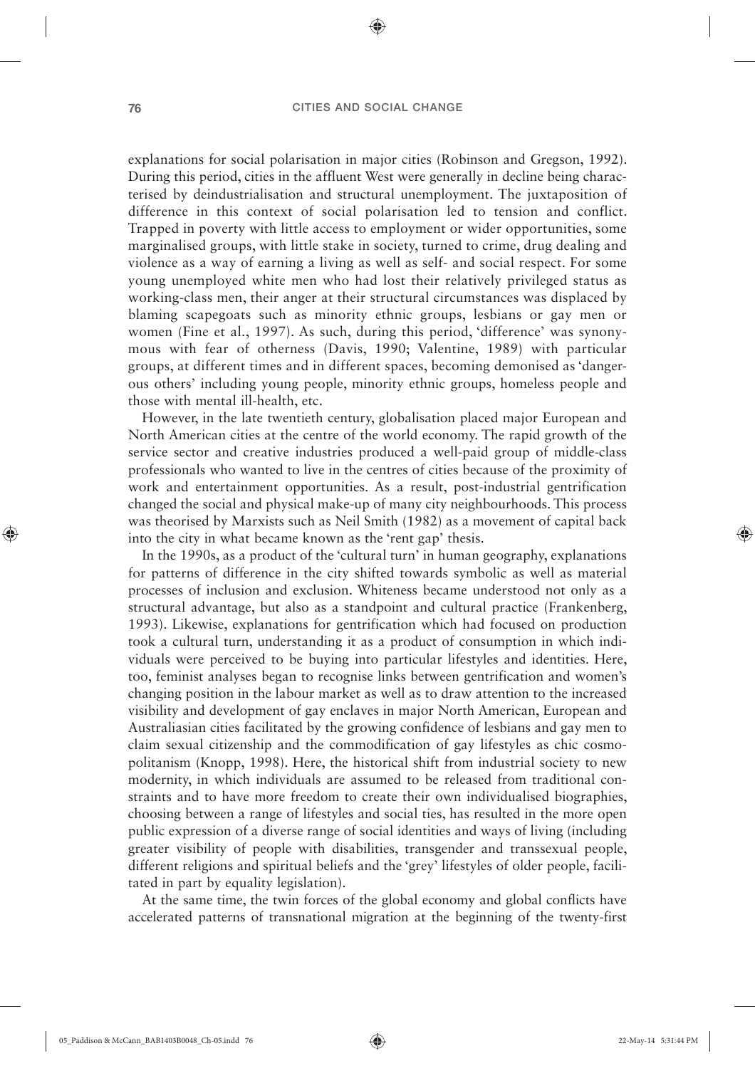explanations for social polarisation in major cities (Robinson and Gregson, 1992). During this period, cities in the affluent West were generally in decline being characterised by deindustrialisation and structural unemployment. The juxtaposition of difference in this context of social polarisation led to tension and conflict. Trapped in poverty with little access to employment or wider opportunities, some marginalised groups, with little stake in society, turned to crime, drug dealing and violence as a way of earning a living as well as self- and social respect. For some young unemployed white men who had lost their relatively privileged status as working-class men, their anger at their structural circumstances was displaced by blaming scapegoats such as minority ethnic groups, lesbians or gay men or women (Fine et al., 1997). As such, during this period, 'difference' was synonymous with fear of otherness (Davis, 1990; Valentine, 1989) with particular groups, at different times and in different spaces, becoming demonised as 'dangerous others' including young people, minority ethnic groups, homeless people and those with mental ill-health, etc.

However, in the late twentieth century, globalisation placed major European and North American cities at the centre of the world economy. The rapid growth of the service sector and creative industries produced a well-paid group of middle-class professionals who wanted to live in the centres of cities because of the proximity of work and entertainment opportunities. As a result, post-industrial gentrification changed the social and physical make-up of many city neighbourhoods. This process was theorised by Marxists such as Neil Smith (1982) as a movement of capital back into the city in what became known as the 'rent gap' thesis.

In the 1990s, as a product of the 'cultural turn' in human geography, explanations for patterns of difference in the city shifted towards symbolic as well as material processes of inclusion and exclusion. Whiteness became understood not only as a structural advantage, but also as a standpoint and cultural practice (Frankenberg, 1993). Likewise, explanations for gentrification which had focused on production took a cultural turn, understanding it as a product of consumption in which individuals were perceived to be buying into particular lifestyles and identities. Here, too, feminist analyses began to recognise links between gentrification and women's changing position in the labour market as well as to draw attention to the increased visibility and development of gay enclaves in major North American, European and Australiasian cities facilitated by the growing confidence of lesbians and gay men to claim sexual citizenship and the commodification of gay lifestyles as chic cosmopolitanism (Knopp, 1998). Here, the historical shift from industrial society to new modernity, in which individuals are assumed to be released from traditional constraints and to have more freedom to create their own individualised biographies, choosing between a range of lifestyles and social ties, has resulted in the more open public expression of a diverse range of social identities and ways of living (including greater visibility of people with disabilities, transgender and transsexual people, different religions and spiritual beliefs and the 'grey' lifestyles of older people, facilitated in part by equality legislation).

At the same time, the twin forces of the global economy and global conflicts have accelerated patterns of transnational migration at the beginning of the twenty-first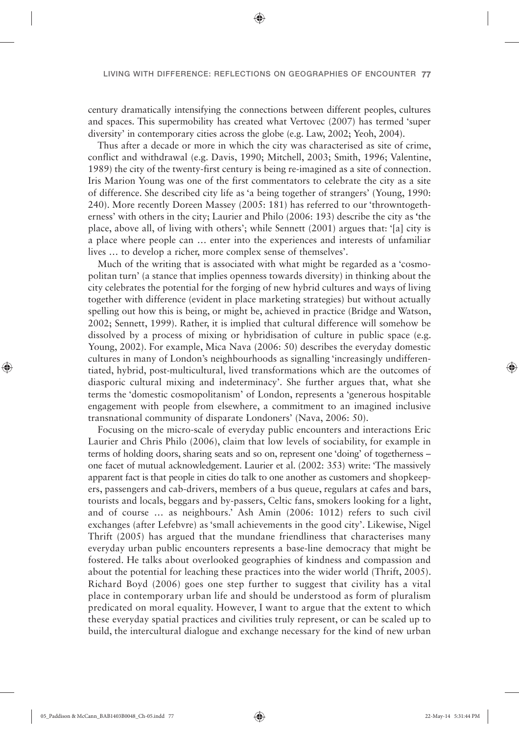century dramatically intensifying the connections between different peoples, cultures and spaces. This supermobility has created what Vertovec (2007) has termed 'super diversity' in contemporary cities across the globe (e.g. Law, 2002; Yeoh, 2004).

Thus after a decade or more in which the city was characterised as site of crime, conflict and withdrawal (e.g. Davis, 1990; Mitchell, 2003; Smith, 1996; Valentine, 1989) the city of the twenty-first century is being re-imagined as a site of connection. Iris Marion Young was one of the first commentators to celebrate the city as a site of difference. She described city life as 'a being together of strangers' (Young, 1990: 240). More recently Doreen Massey (2005: 181) has referred to our 'throwntogetherness' with others in the city; Laurier and Philo (2006: 193) describe the city as 'the place, above all, of living with others'; while Sennett (2001) argues that: '[a] city is a place where people can … enter into the experiences and interests of unfamiliar lives … to develop a richer, more complex sense of themselves'.

Much of the writing that is associated with what might be regarded as a 'cosmopolitan turn' (a stance that implies openness towards diversity) in thinking about the city celebrates the potential for the forging of new hybrid cultures and ways of living together with difference (evident in place marketing strategies) but without actually spelling out how this is being, or might be, achieved in practice (Bridge and Watson, 2002; Sennett, 1999). Rather, it is implied that cultural difference will somehow be dissolved by a process of mixing or hybridisation of culture in public space (e.g. Young, 2002). For example, Mica Nava (2006: 50) describes the everyday domestic cultures in many of London's neighbourhoods as signalling 'increasingly undifferentiated, hybrid, post-multicultural, lived transformations which are the outcomes of diasporic cultural mixing and indeterminacy'. She further argues that, what she terms the 'domestic cosmopolitanism' of London, represents a 'generous hospitable engagement with people from elsewhere, a commitment to an imagined inclusive transnational community of disparate Londoners' (Nava, 2006: 50).

Focusing on the micro-scale of everyday public encounters and interactions Eric Laurier and Chris Philo (2006), claim that low levels of sociability, for example in terms of holding doors, sharing seats and so on, represent one 'doing' of togetherness – one facet of mutual acknowledgement. Laurier et al. (2002: 353) write: 'The massively apparent fact is that people in cities do talk to one another as customers and shopkeepers, passengers and cab-drivers, members of a bus queue, regulars at cafes and bars, tourists and locals, beggars and by-passers, Celtic fans, smokers looking for a light, and of course … as neighbours.' Ash Amin (2006: 1012) refers to such civil exchanges (after Lefebvre) as 'small achievements in the good city'. Likewise, Nigel Thrift (2005) has argued that the mundane friendliness that characterises many everyday urban public encounters represents a base-line democracy that might be fostered. He talks about overlooked geographies of kindness and compassion and about the potential for leaching these practices into the wider world (Thrift, 2005). Richard Boyd (2006) goes one step further to suggest that civility has a vital place in contemporary urban life and should be understood as form of pluralism predicated on moral equality. However, I want to argue that the extent to which these everyday spatial practices and civilities truly represent, or can be scaled up to build, the intercultural dialogue and exchange necessary for the kind of new urban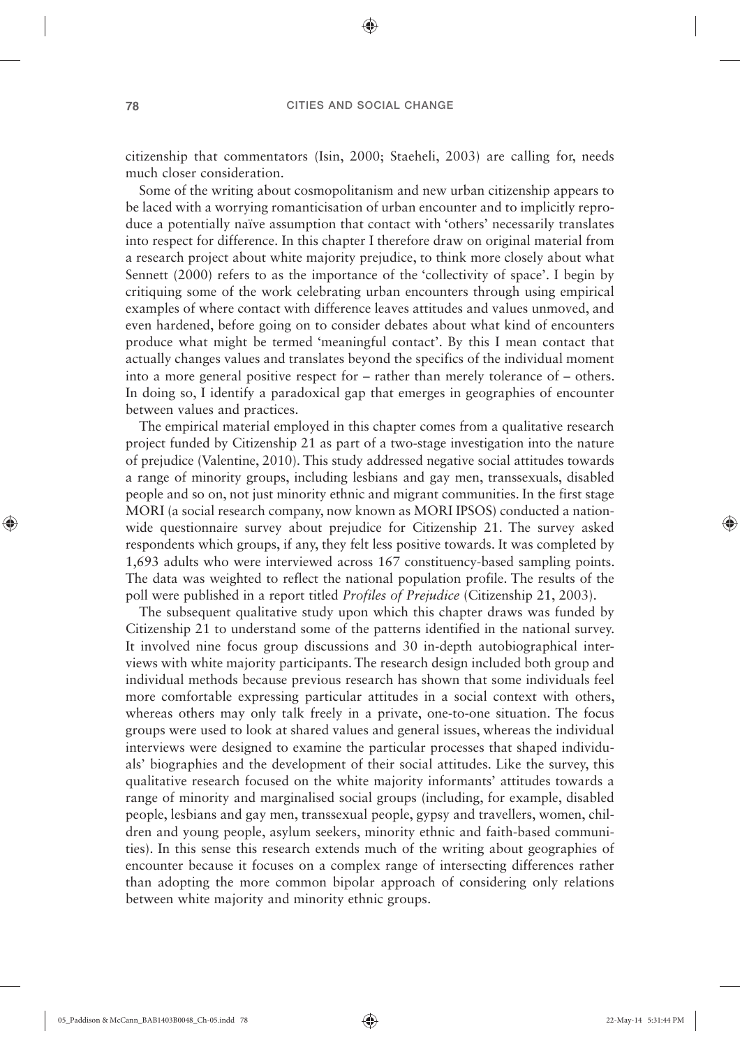citizenship that commentators (Isin, 2000; Staeheli, 2003) are calling for, needs much closer consideration.

Some of the writing about cosmopolitanism and new urban citizenship appears to be laced with a worrying romanticisation of urban encounter and to implicitly reproduce a potentially naïve assumption that contact with 'others' necessarily translates into respect for difference. In this chapter I therefore draw on original material from a research project about white majority prejudice, to think more closely about what Sennett (2000) refers to as the importance of the 'collectivity of space'. I begin by critiquing some of the work celebrating urban encounters through using empirical examples of where contact with difference leaves attitudes and values unmoved, and even hardened, before going on to consider debates about what kind of encounters produce what might be termed 'meaningful contact'. By this I mean contact that actually changes values and translates beyond the specifics of the individual moment into a more general positive respect for – rather than merely tolerance of – others. In doing so, I identify a paradoxical gap that emerges in geographies of encounter between values and practices.

The empirical material employed in this chapter comes from a qualitative research project funded by Citizenship 21 as part of a two-stage investigation into the nature of prejudice (Valentine, 2010). This study addressed negative social attitudes towards a range of minority groups, including lesbians and gay men, transsexuals, disabled people and so on, not just minority ethnic and migrant communities. In the first stage MORI (a social research company, now known as MORI IPSOS) conducted a nationwide questionnaire survey about prejudice for Citizenship 21. The survey asked respondents which groups, if any, they felt less positive towards. It was completed by 1,693 adults who were interviewed across 167 constituency-based sampling points. The data was weighted to reflect the national population profile. The results of the poll were published in a report titled *Profiles of Prejudice* (Citizenship 21, 2003).

The subsequent qualitative study upon which this chapter draws was funded by Citizenship 21 to understand some of the patterns identified in the national survey. It involved nine focus group discussions and 30 in-depth autobiographical interviews with white majority participants. The research design included both group and individual methods because previous research has shown that some individuals feel more comfortable expressing particular attitudes in a social context with others, whereas others may only talk freely in a private, one-to-one situation. The focus groups were used to look at shared values and general issues, whereas the individual interviews were designed to examine the particular processes that shaped individuals' biographies and the development of their social attitudes. Like the survey, this qualitative research focused on the white majority informants' attitudes towards a range of minority and marginalised social groups (including, for example, disabled people, lesbians and gay men, transsexual people, gypsy and travellers, women, children and young people, asylum seekers, minority ethnic and faith-based communities). In this sense this research extends much of the writing about geographies of encounter because it focuses on a complex range of intersecting differences rather than adopting the more common bipolar approach of considering only relations between white majority and minority ethnic groups.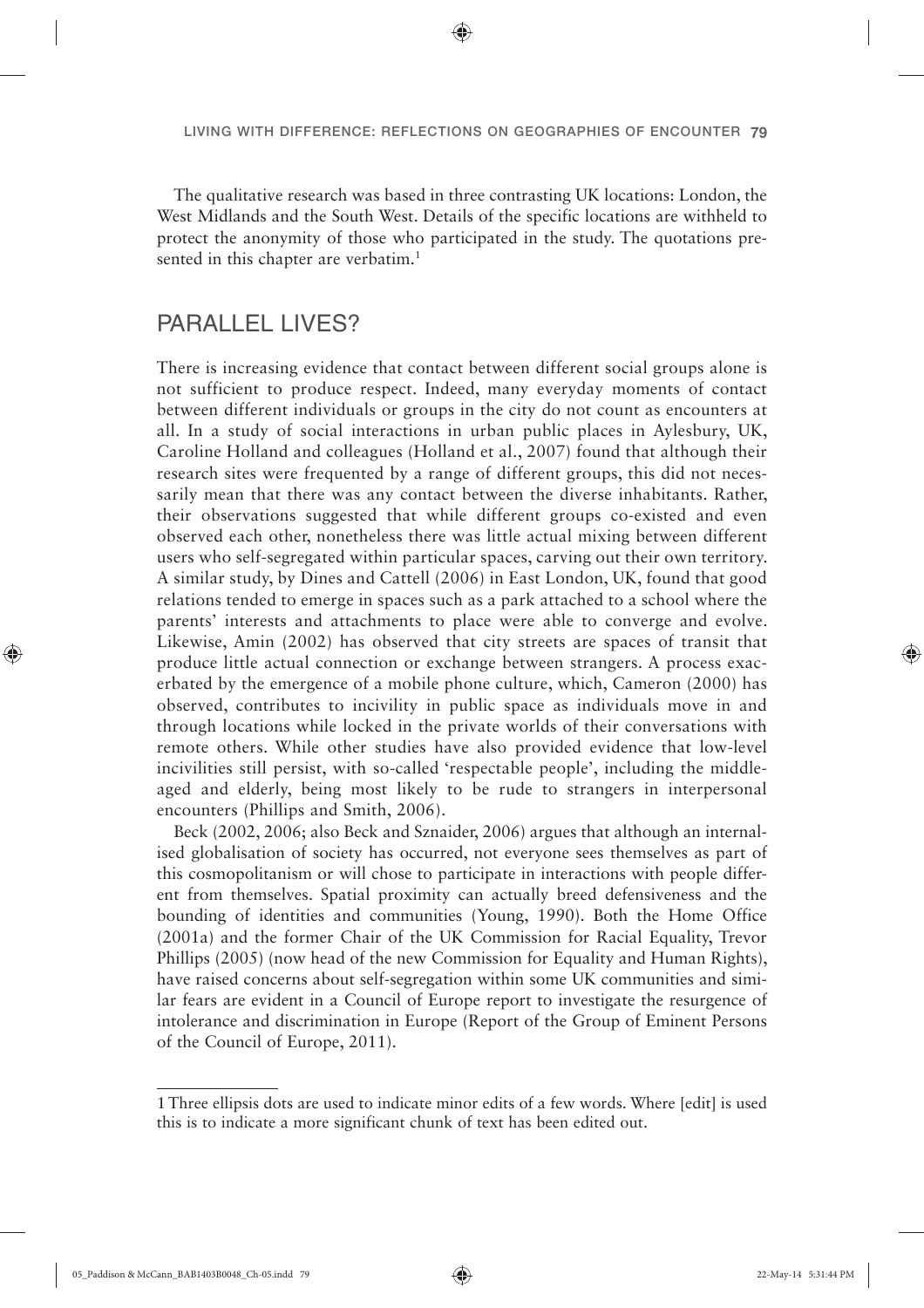The qualitative research was based in three contrasting UK locations: London, the West Midlands and the South West. Details of the specific locations are withheld to protect the anonymity of those who participated in the study. The quotations presented in this chapter are verbatim.[1]

## PARALLEL LIVES?

There is increasing evidence that contact between different social groups alone is not sufficient to produce respect. Indeed, many everyday moments of contact between different individuals or groups in the city do not count as encounters at all. In a study of social interactions in urban public places in Aylesbury, UK, Caroline Holland and colleagues (Holland et al., 2007) found that although their research sites were frequented by a range of different groups, this did not necessarily mean that there was any contact between the diverse inhabitants. Rather, their observations suggested that while different groups co-existed and even observed each other, nonetheless there was little actual mixing between different users who self-segregated within particular spaces, carving out their own territory. A similar study, by Dines and Cattell (2006) in East London, UK, found that good relations tended to emerge in spaces such as a park attached to a school where the parents' interests and attachments to place were able to converge and evolve. Likewise, Amin (2002) has observed that city streets are spaces of transit that produce little actual connection or exchange between strangers. A process exacerbated by the emergence of a mobile phone culture, which, Cameron (2000) has observed, contributes to incivility in public space as individuals move in and through locations while locked in the private worlds of their conversations with remote others. While other studies have also provided evidence that low-level incivilities still persist, with so-called 'respectable people', including the middle-aged and elderly, being most likely to be rude to strangers in interpersonal encounters (Phillips and Smith, 2006).

Beck (2002, 2006; also Beck and Sznaider, 2006) argues that although an internalised globalisation of society has occurred, not everyone sees themselves as part of this cosmopolitanism or will chose to participate in interactions with people different from themselves. Spatial proximity can actually breed defensiveness and the bounding of identities and communities (Young, 1990). Both the Home Office (2001a) and the former Chair of the UK Commission for Racial Equality, Trevor Phillips (2005) (now head of the new Commission for Equality and Human Rights), have raised concerns about self-segregation within some UK communities and similar fears are evident in a Council of Europe report to investigate the resurgence of intolerance and discrimination in Europe (Report of the Group of Eminent Persons of the Council of Europe, 2011).

---

1 Three ellipsis dots are used to indicate minor edits of a few words. Where [edit] is used this is to indicate a more significant chunk of text has been edited out.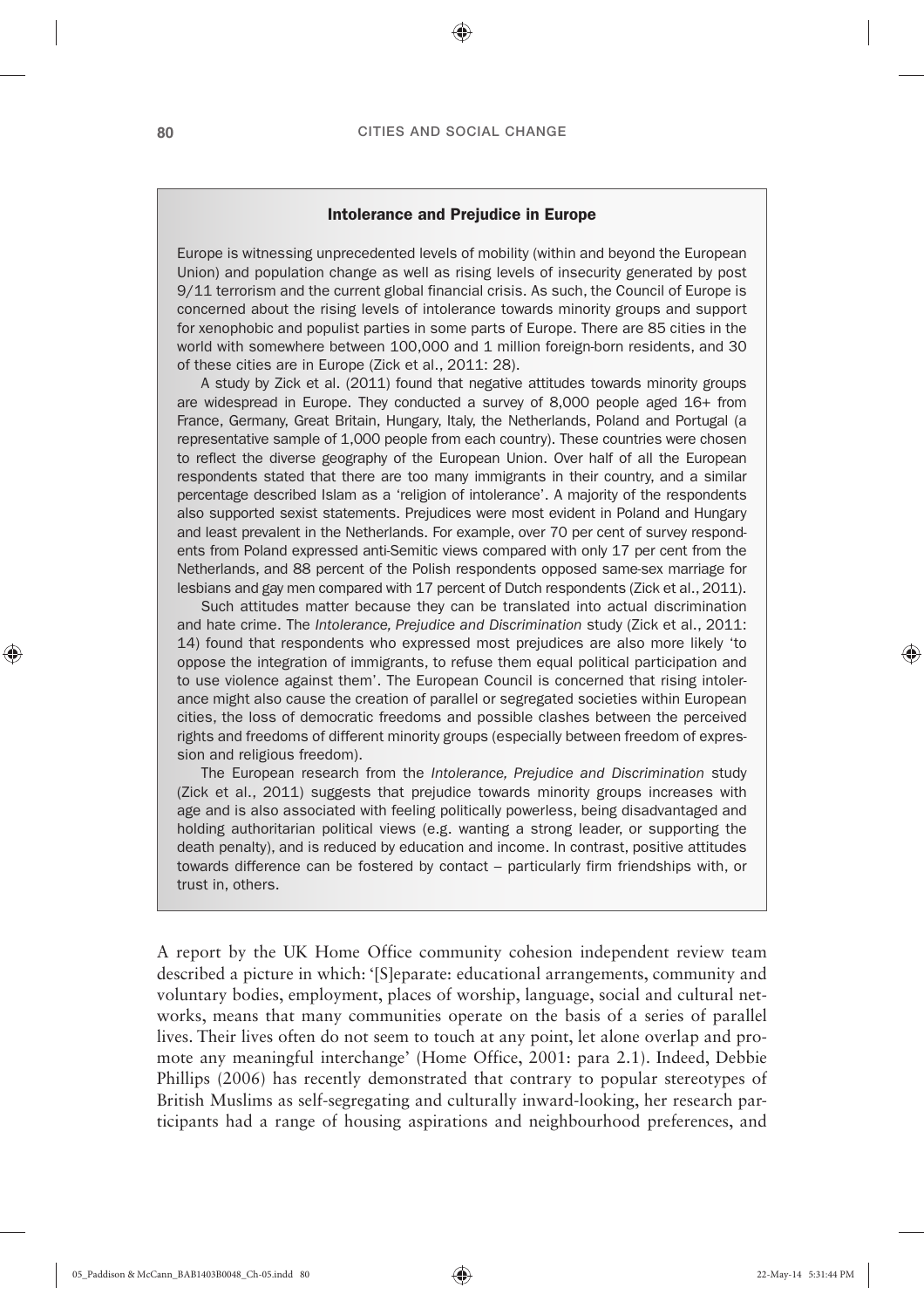### Intolerance and Prejudice in Europe

Europe is witnessing unprecedented levels of mobility (within and beyond the European Union) and population change as well as rising levels of insecurity generated by post 9/11 terrorism and the current global financial crisis. As such, the Council of Europe is concerned about the rising levels of intolerance towards minority groups and support for xenophobic and populist parties in some parts of Europe. There are 85 cities in the world with somewhere between 100,000 and 1 million foreign-born residents, and 30 of these cities are in Europe (Zick et al., 2011: 28).

A study by Zick et al. (2011) found that negative attitudes towards minority groups are widespread in Europe. They conducted a survey of 8,000 people aged 16+ from France, Germany, Great Britain, Hungary, Italy, the Netherlands, Poland and Portugal (a representative sample of 1,000 people from each country). These countries were chosen to reflect the diverse geography of the European Union. Over half of all the European respondents stated that there are too many immigrants in their country, and a similar percentage described Islam as a 'religion of intolerance'. A majority of the respondents also supported sexist statements. Prejudices were most evident in Poland and Hungary and least prevalent in the Netherlands. For example, over 70 per cent of survey respondents from Poland expressed anti-Semitic views compared with only 17 per cent from the Netherlands, and 88 percent of the Polish respondents opposed same-sex marriage for lesbians and gay men compared with 17 percent of Dutch respondents (Zick et al., 2011).

Such attitudes matter because they can be translated into actual discrimination and hate crime. The *Intolerance, Prejudice and Discrimination* study (Zick et al., 2011: 14) found that respondents who expressed most prejudices are also more likely 'to oppose the integration of immigrants, to refuse them equal political participation and to use violence against them'. The European Council is concerned that rising intolerance might also cause the creation of parallel or segregated societies within European cities, the loss of democratic freedoms and possible clashes between the perceived rights and freedoms of different minority groups (especially between freedom of expression and religious freedom).

The European research from the *Intolerance, Prejudice and Discrimination* study (Zick et al., 2011) suggests that prejudice towards minority groups increases with age and is also associated with feeling politically powerless, being disadvantaged and holding authoritarian political views (e.g. wanting a strong leader, or supporting the death penalty), and is reduced by education and income. In contrast, positive attitudes towards difference can be fostered by contact – particularly firm friendships with, or trust in, others.

A report by the UK Home Office community cohesion independent review team described a picture in which: '[S]eparate: educational arrangements, community and voluntary bodies, employment, places of worship, language, social and cultural networks, means that many communities operate on the basis of a series of parallel lives. Their lives often do not seem to touch at any point, let alone overlap and promote any meaningful interchange' (Home Office, 2001: para 2.1). Indeed, Debbie Phillips (2006) has recently demonstrated that contrary to popular stereotypes of British Muslims as self-segregating and culturally inward-looking, her research participants had a range of housing aspirations and neighbourhood preferences, and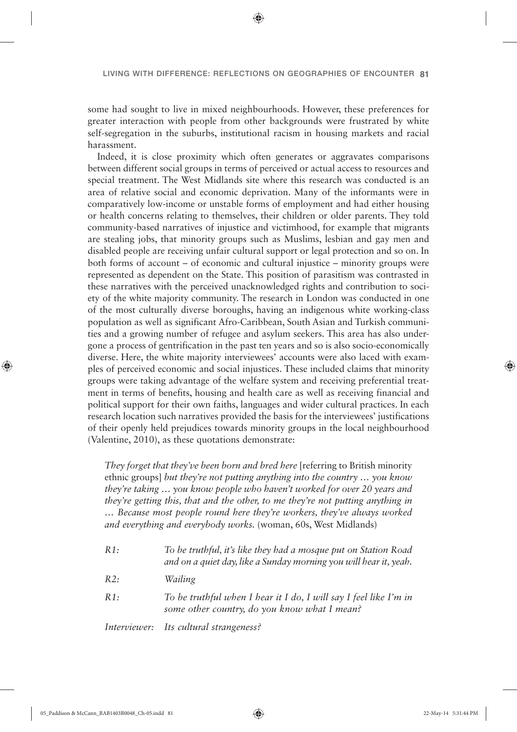some had sought to live in mixed neighbourhoods. However, these preferences for greater interaction with people from other backgrounds were frustrated by white self-segregation in the suburbs, institutional racism in housing markets and racial harassment.

Indeed, it is close proximity which often generates or aggravates comparisons between different social groups in terms of perceived or actual access to resources and special treatment. The West Midlands site where this research was conducted is an area of relative social and economic deprivation. Many of the informants were in comparatively low-income or unstable forms of employment and had either housing or health concerns relating to themselves, their children or older parents. They told community-based narratives of injustice and victimhood, for example that migrants are stealing jobs, that minority groups such as Muslims, lesbian and gay men and disabled people are receiving unfair cultural support or legal protection and so on. In both forms of account – of economic and cultural injustice – minority groups were represented as dependent on the State. This position of parasitism was contrasted in these narratives with the perceived unacknowledged rights and contribution to society of the white majority community. The research in London was conducted in one of the most culturally diverse boroughs, having an indigenous white working-class population as well as significant Afro-Caribbean, South Asian and Turkish communities and a growing number of refugee and asylum seekers. This area has also undergone a process of gentrification in the past ten years and so is also socio-economically diverse. Here, the white majority interviewees' accounts were also laced with examples of perceived economic and social injustices. These included claims that minority groups were taking advantage of the welfare system and receiving preferential treatment in terms of benefits, housing and health care as well as receiving financial and political support for their own faiths, languages and wider cultural practices. In each research location such narratives provided the basis for the interviewees' justifications of their openly held prejudices towards minority groups in the local neighbourhood (Valentine, 2010), as these quotations demonstrate:

> *They forget that they've been born and bred here* [referring to British minority ethnic groups] *but they're not putting anything into the country … you know they're taking … you know people who haven't worked for over 20 years and they're getting this, that and the other, to me they're not putting anything in … Because most people round here they're workers, they've always worked and everything and everybody works.* (woman, 60s, West Midlands)

| | |
|---|---|
| *R1:* | *To be truthful, it's like they had a mosque put on Station Road and on a quiet day, like a Sunday morning you will hear it, yeah.* |
| *R2:* | *Wailing* |
| *R1:* | *To be truthful when I hear it I do, I will say I feel like I'm in some other country, do you know what I mean?* |
| *Interviewer:* | *Its cultural strangeness?* |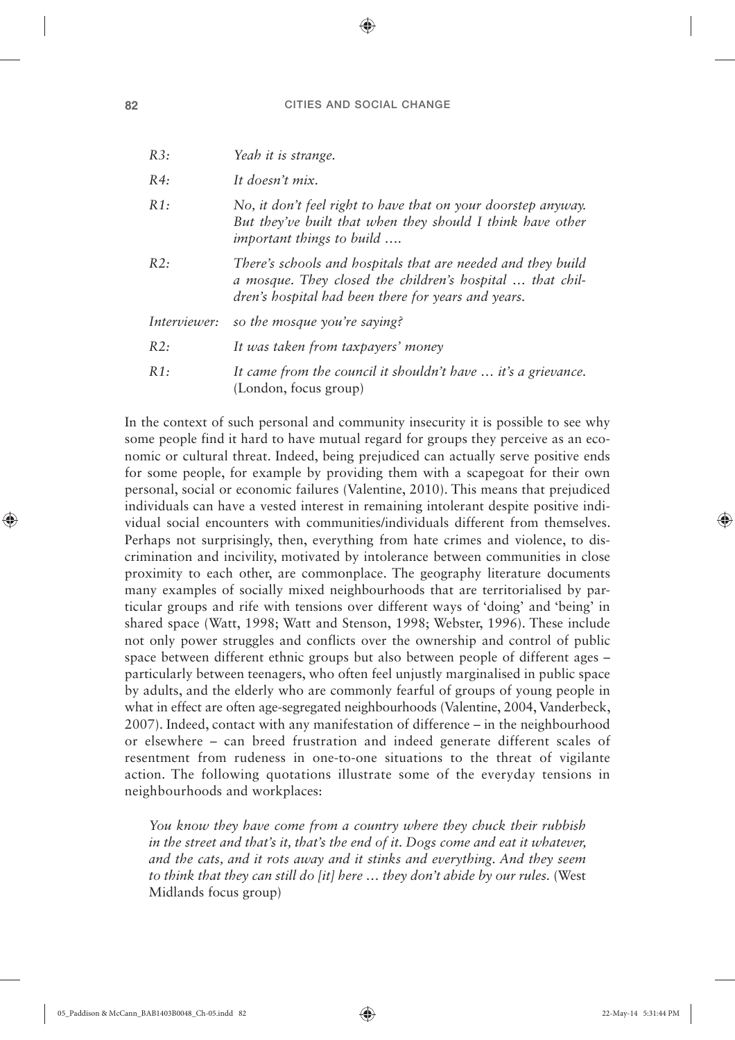| | |
|---|---|
| *R3:* | *Yeah it is strange.* |
| *R4:* | *It doesn't mix.* |
| *R1:* | *No, it don't feel right to have that on your doorstep anyway. But they've built that when they should I think have other important things to build ….* |
| *R2:* | *There's schools and hospitals that are needed and they build a mosque. They closed the children's hospital … that children's hospital had been there for years and years.* |
| *Interviewer:* | *so the mosque you're saying?* |
| *R2:* | *It was taken from taxpayers' money* |
| *R1:* | *It came from the council it shouldn't have … it's a grievance.* (London, focus group) |

In the context of such personal and community insecurity it is possible to see why some people find it hard to have mutual regard for groups they perceive as an economic or cultural threat. Indeed, being prejudiced can actually serve positive ends for some people, for example by providing them with a scapegoat for their own personal, social or economic failures (Valentine, 2010). This means that prejudiced individuals can have a vested interest in remaining intolerant despite positive individual social encounters with communities/individuals different from themselves. Perhaps not surprisingly, then, everything from hate crimes and violence, to discrimination and incivility, motivated by intolerance between communities in close proximity to each other, are commonplace. The geography literature documents many examples of socially mixed neighbourhoods that are territorialised by particular groups and rife with tensions over different ways of 'doing' and 'being' in shared space (Watt, 1998; Watt and Stenson, 1998; Webster, 1996). These include not only power struggles and conflicts over the ownership and control of public space between different ethnic groups but also between people of different ages – particularly between teenagers, who often feel unjustly marginalised in public space by adults, and the elderly who are commonly fearful of groups of young people in what in effect are often age-segregated neighbourhoods (Valentine, 2004, Vanderbeck, 2007). Indeed, contact with any manifestation of difference – in the neighbourhood or elsewhere – can breed frustration and indeed generate different scales of resentment from rudeness in one-to-one situations to the threat of vigilante action. The following quotations illustrate some of the everyday tensions in neighbourhoods and workplaces:

> *You know they have come from a country where they chuck their rubbish in the street and that's it, that's the end of it. Dogs come and eat it whatever, and the cats, and it rots away and it stinks and everything. And they seem to think that they can still do [it] here … they don't abide by our rules.* (West Midlands focus group)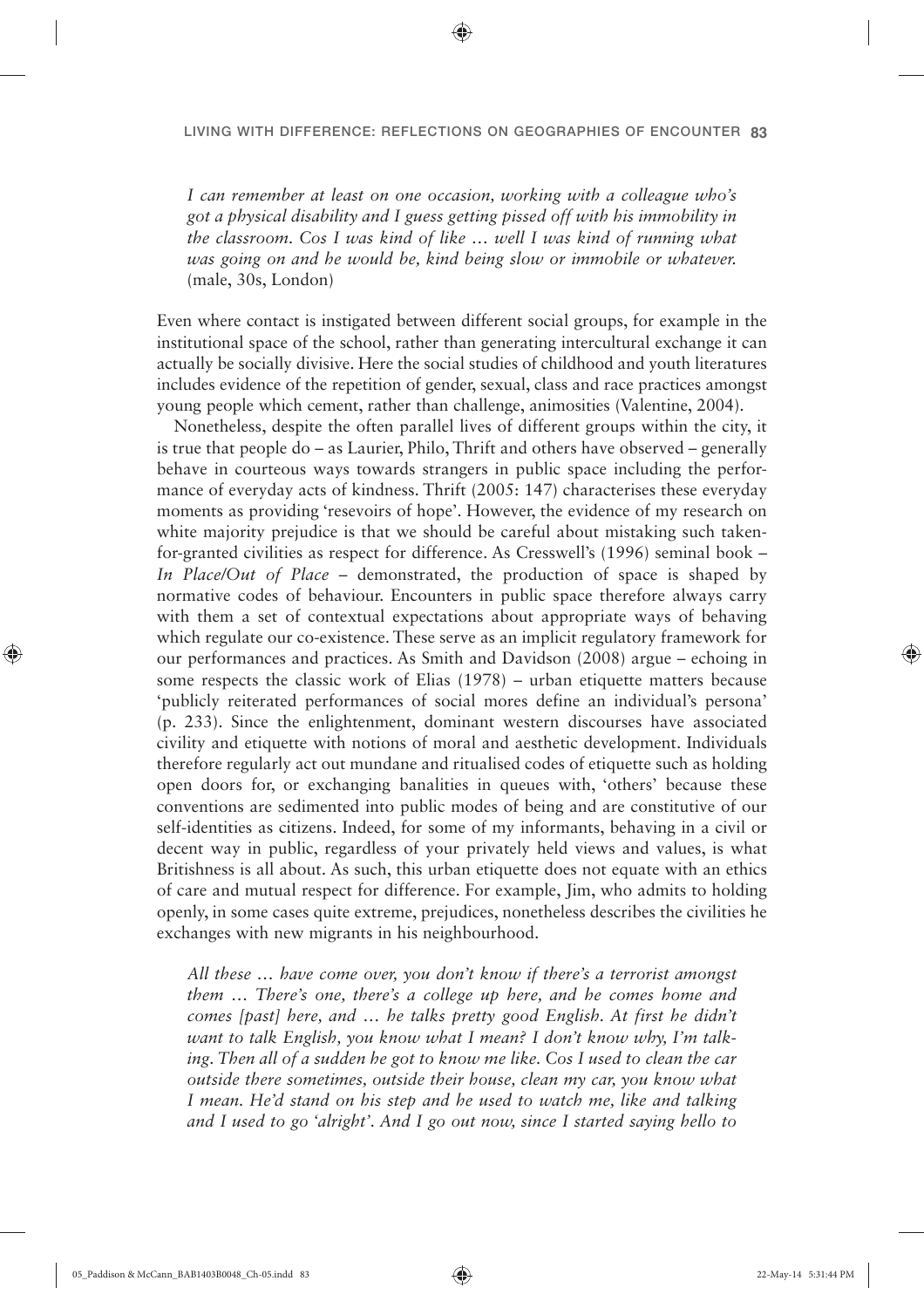*I can remember at least on one occasion, working with a colleague who's got a physical disability and I guess getting pissed off with his immobility in the classroom. Cos I was kind of like … well I was kind of running what was going on and he would be, kind being slow or immobile or whatever.* (male, 30s, London)

Even where contact is instigated between different social groups, for example in the institutional space of the school, rather than generating intercultural exchange it can actually be socially divisive. Here the social studies of childhood and youth literatures includes evidence of the repetition of gender, sexual, class and race practices amongst young people which cement, rather than challenge, animosities (Valentine, 2004).

Nonetheless, despite the often parallel lives of different groups within the city, it is true that people do – as Laurier, Philo, Thrift and others have observed – generally behave in courteous ways towards strangers in public space including the performance of everyday acts of kindness. Thrift (2005: 147) characterises these everyday moments as providing 'resevoirs of hope'. However, the evidence of my research on white majority prejudice is that we should be careful about mistaking such taken-for-granted civilities as respect for difference. As Cresswell's (1996) seminal book – *In Place/Out of Place* – demonstrated, the production of space is shaped by normative codes of behaviour. Encounters in public space therefore always carry with them a set of contextual expectations about appropriate ways of behaving which regulate our co-existence. These serve as an implicit regulatory framework for our performances and practices. As Smith and Davidson (2008) argue – echoing in some respects the classic work of Elias (1978) – urban etiquette matters because 'publicly reiterated performances of social mores define an individual's persona' (p. 233). Since the enlightenment, dominant western discourses have associated civility and etiquette with notions of moral and aesthetic development. Individuals therefore regularly act out mundane and ritualised codes of etiquette such as holding open doors for, or exchanging banalities in queues with, 'others' because these conventions are sedimented into public modes of being and are constitutive of our self-identities as citizens. Indeed, for some of my informants, behaving in a civil or decent way in public, regardless of your privately held views and values, is what Britishness is all about. As such, this urban etiquette does not equate with an ethics of care and mutual respect for difference. For example, Jim, who admits to holding openly, in some cases quite extreme, prejudices, nonetheless describes the civilities he exchanges with new migrants in his neighbourhood.

*All these … have come over, you don't know if there's a terrorist amongst them … There's one, there's a college up here, and he comes home and comes [past] here, and … he talks pretty good English. At first he didn't want to talk English, you know what I mean? I don't know why, I'm talking. Then all of a sudden he got to know me like. Cos I used to clean the car outside there sometimes, outside their house, clean my car, you know what I mean. He'd stand on his step and he used to watch me, like and talking and I used to go 'alright'. And I go out now, since I started saying hello to*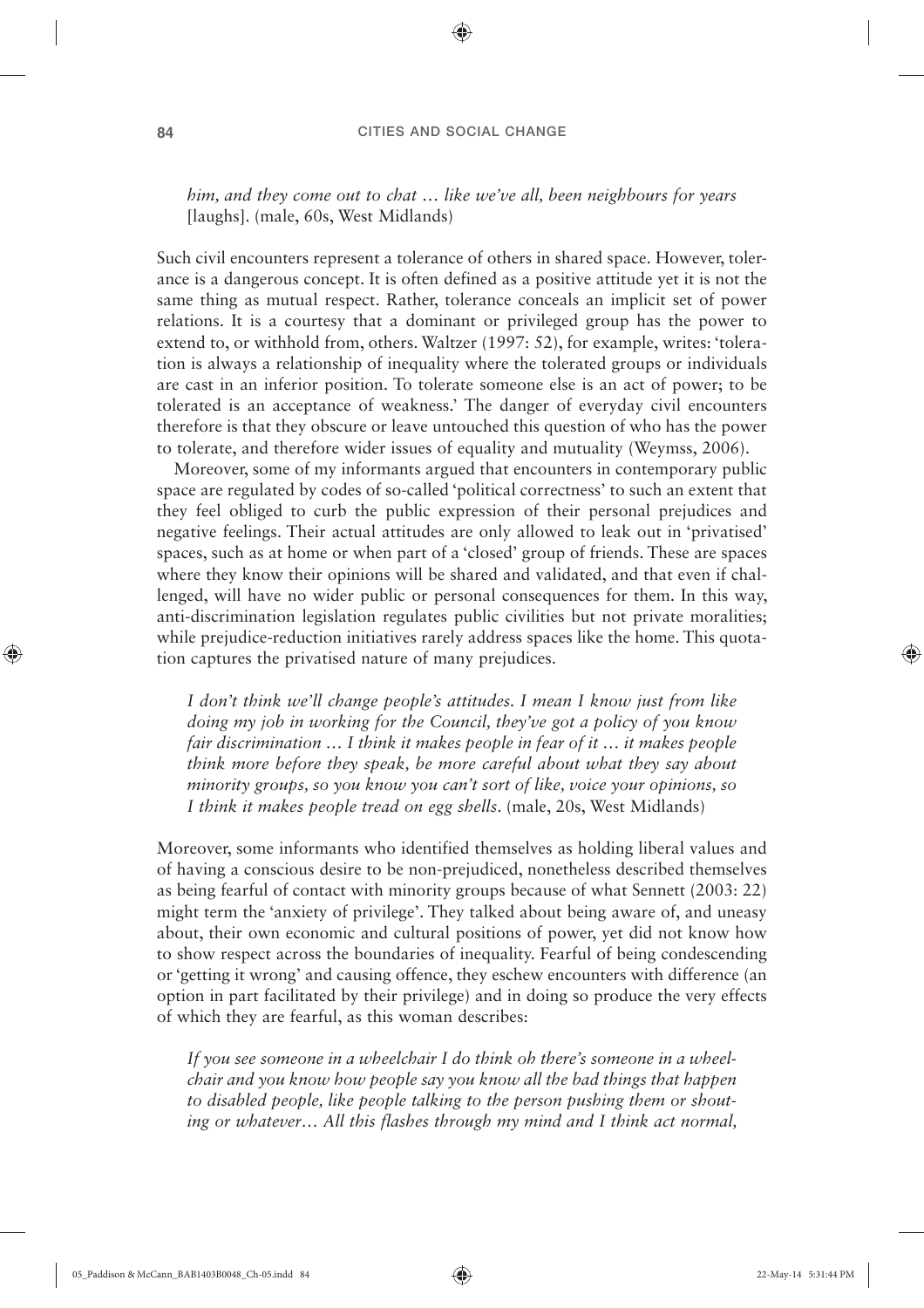*him, and they come out to chat … like we've all, been neighbours for years* [laughs]. (male, 60s, West Midlands)

Such civil encounters represent a tolerance of others in shared space. However, tolerance is a dangerous concept. It is often defined as a positive attitude yet it is not the same thing as mutual respect. Rather, tolerance conceals an implicit set of power relations. It is a courtesy that a dominant or privileged group has the power to extend to, or withhold from, others. Waltzer (1997: 52), for example, writes: 'toleration is always a relationship of inequality where the tolerated groups or individuals are cast in an inferior position. To tolerate someone else is an act of power; to be tolerated is an acceptance of weakness.' The danger of everyday civil encounters therefore is that they obscure or leave untouched this question of who has the power to tolerate, and therefore wider issues of equality and mutuality (Weymss, 2006).

Moreover, some of my informants argued that encounters in contemporary public space are regulated by codes of so-called 'political correctness' to such an extent that they feel obliged to curb the public expression of their personal prejudices and negative feelings. Their actual attitudes are only allowed to leak out in 'privatised' spaces, such as at home or when part of a 'closed' group of friends. These are spaces where they know their opinions will be shared and validated, and that even if challenged, will have no wider public or personal consequences for them. In this way, anti-discrimination legislation regulates public civilities but not private moralities; while prejudice-reduction initiatives rarely address spaces like the home. This quotation captures the privatised nature of many prejudices.

> *I don't think we'll change people's attitudes. I mean I know just from like doing my job in working for the Council, they've got a policy of you know fair discrimination … I think it makes people in fear of it … it makes people think more before they speak, be more careful about what they say about minority groups, so you know you can't sort of like, voice your opinions, so I think it makes people tread on egg shells.* (male, 20s, West Midlands)

Moreover, some informants who identified themselves as holding liberal values and of having a conscious desire to be non-prejudiced, nonetheless described themselves as being fearful of contact with minority groups because of what Sennett (2003: 22) might term the 'anxiety of privilege'. They talked about being aware of, and uneasy about, their own economic and cultural positions of power, yet did not know how to show respect across the boundaries of inequality. Fearful of being condescending or 'getting it wrong' and causing offence, they eschew encounters with difference (an option in part facilitated by their privilege) and in doing so produce the very effects of which they are fearful, as this woman describes:

> *If you see someone in a wheelchair I do think oh there's someone in a wheelchair and you know how people say you know all the bad things that happen to disabled people, like people talking to the person pushing them or shouting or whatever… All this flashes through my mind and I think act normal,*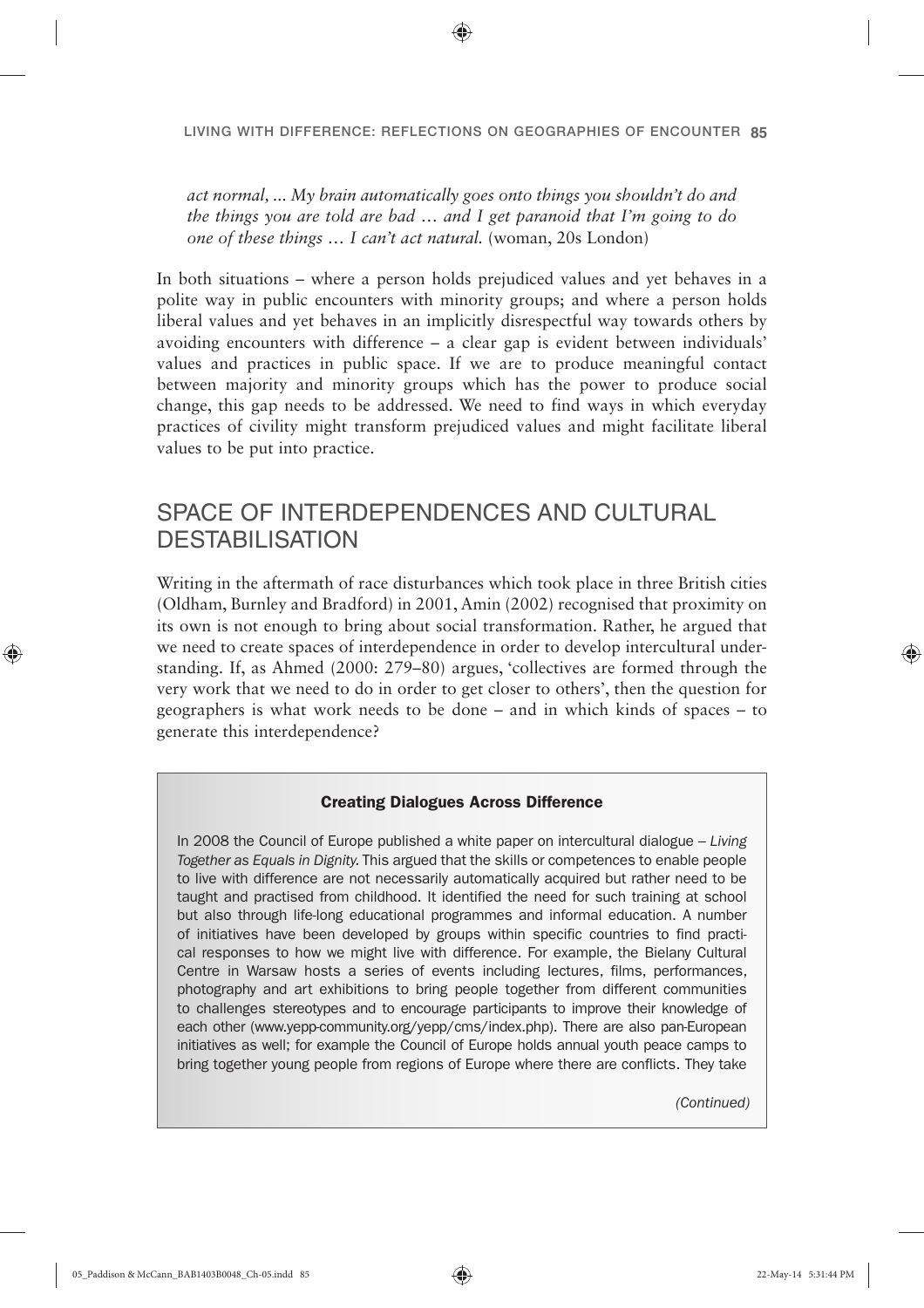*act normal, ... My brain automatically goes onto things you shouldn't do and the things you are told are bad … and I get paranoid that I'm going to do one of these things … I can't act natural.* (woman, 20s London)

In both situations – where a person holds prejudiced values and yet behaves in a polite way in public encounters with minority groups; and where a person holds liberal values and yet behaves in an implicitly disrespectful way towards others by avoiding encounters with difference – a clear gap is evident between individuals' values and practices in public space. If we are to produce meaningful contact between majority and minority groups which has the power to produce social change, this gap needs to be addressed. We need to find ways in which everyday practices of civility might transform prejudiced values and might facilitate liberal values to be put into practice.

## SPACE OF INTERDEPENDENCES AND CULTURAL DESTABILISATION

Writing in the aftermath of race disturbances which took place in three British cities (Oldham, Burnley and Bradford) in 2001, Amin (2002) recognised that proximity on its own is not enough to bring about social transformation. Rather, he argued that we need to create spaces of interdependence in order to develop intercultural understanding. If, as Ahmed (2000: 279–80) argues, 'collectives are formed through the very work that we need to do in order to get closer to others', then the question for geographers is what work needs to be done – and in which kinds of spaces – to generate this interdependence?

### Creating Dialogues Across Difference

In 2008 the Council of Europe published a white paper on intercultural dialogue – *Living Together as Equals in Dignity*. This argued that the skills or competences to enable people to live with difference are not necessarily automatically acquired but rather need to be taught and practised from childhood. It identified the need for such training at school but also through life-long educational programmes and informal education. A number of initiatives have been developed by groups within specific countries to find practical responses to how we might live with difference. For example, the Bielany Cultural Centre in Warsaw hosts a series of events including lectures, films, performances, photography and art exhibitions to bring people together from different communities to challenges stereotypes and to encourage participants to improve their knowledge of each other (www.yepp-community.org/yepp/cms/index.php). There are also pan-European initiatives as well; for example the Council of Europe holds annual youth peace camps to bring together young people from regions of Europe where there are conflicts. They take

*(Continued)*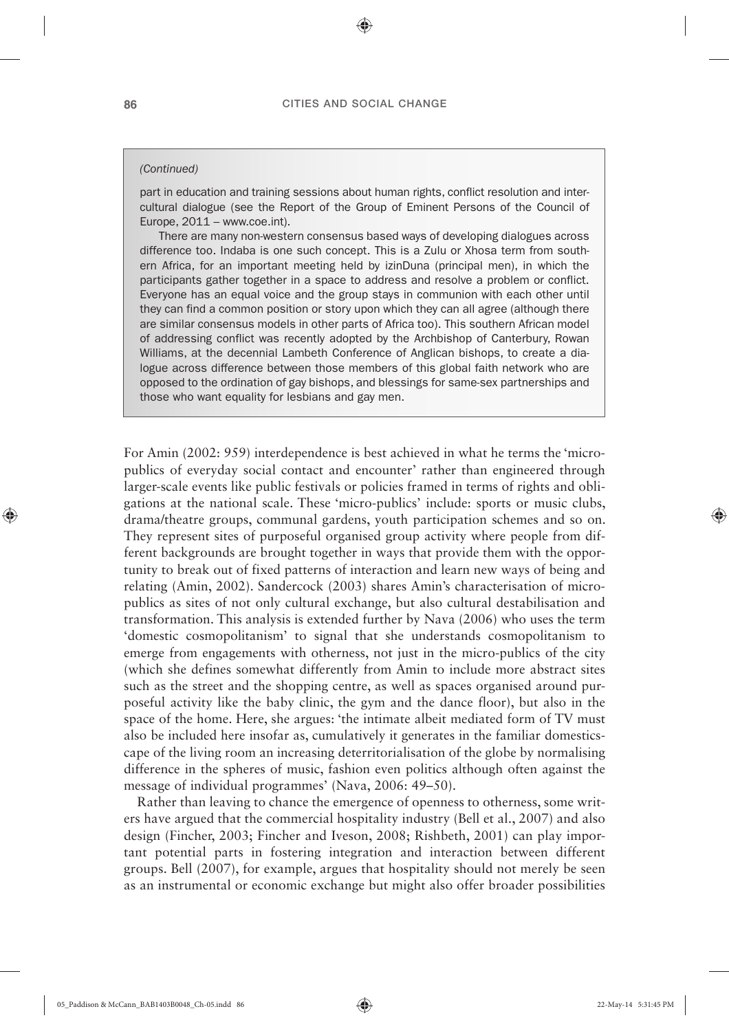*(Continued)*

part in education and training sessions about human rights, conflict resolution and intercultural dialogue (see the Report of the Group of Eminent Persons of the Council of Europe, 2011 – www.coe.int).

There are many non-western consensus based ways of developing dialogues across difference too. Indaba is one such concept. This is a Zulu or Xhosa term from southern Africa, for an important meeting held by izinDuna (principal men), in which the participants gather together in a space to address and resolve a problem or conflict. Everyone has an equal voice and the group stays in communion with each other until they can find a common position or story upon which they can all agree (although there are similar consensus models in other parts of Africa too). This southern African model of addressing conflict was recently adopted by the Archbishop of Canterbury, Rowan Williams, at the decennial Lambeth Conference of Anglican bishops, to create a dialogue across difference between those members of this global faith network who are opposed to the ordination of gay bishops, and blessings for same-sex partnerships and those who want equality for lesbians and gay men.

For Amin (2002: 959) interdependence is best achieved in what he terms the 'micro-publics of everyday social contact and encounter' rather than engineered through larger-scale events like public festivals or policies framed in terms of rights and obligations at the national scale. These 'micro-publics' include: sports or music clubs, drama/theatre groups, communal gardens, youth participation schemes and so on. They represent sites of purposeful organised group activity where people from different backgrounds are brought together in ways that provide them with the opportunity to break out of fixed patterns of interaction and learn new ways of being and relating (Amin, 2002). Sandercock (2003) shares Amin's characterisation of micro-publics as sites of not only cultural exchange, but also cultural destabilisation and transformation. This analysis is extended further by Nava (2006) who uses the term 'domestic cosmopolitanism' to signal that she understands cosmopolitanism to emerge from engagements with otherness, not just in the micro-publics of the city (which she defines somewhat differently from Amin to include more abstract sites such as the street and the shopping centre, as well as spaces organised around purposeful activity like the baby clinic, the gym and the dance floor), but also in the space of the home. Here, she argues: 'the intimate albeit mediated form of TV must also be included here insofar as, cumulatively it generates in the familiar domesticscape of the living room an increasing deterritorialisation of the globe by normalising difference in the spheres of music, fashion even politics although often against the message of individual programmes' (Nava, 2006: 49–50).

Rather than leaving to chance the emergence of openness to otherness, some writers have argued that the commercial hospitality industry (Bell et al., 2007) and also design (Fincher, 2003; Fincher and Iveson, 2008; Rishbeth, 2001) can play important potential parts in fostering integration and interaction between different groups. Bell (2007), for example, argues that hospitality should not merely be seen as an instrumental or economic exchange but might also offer broader possibilities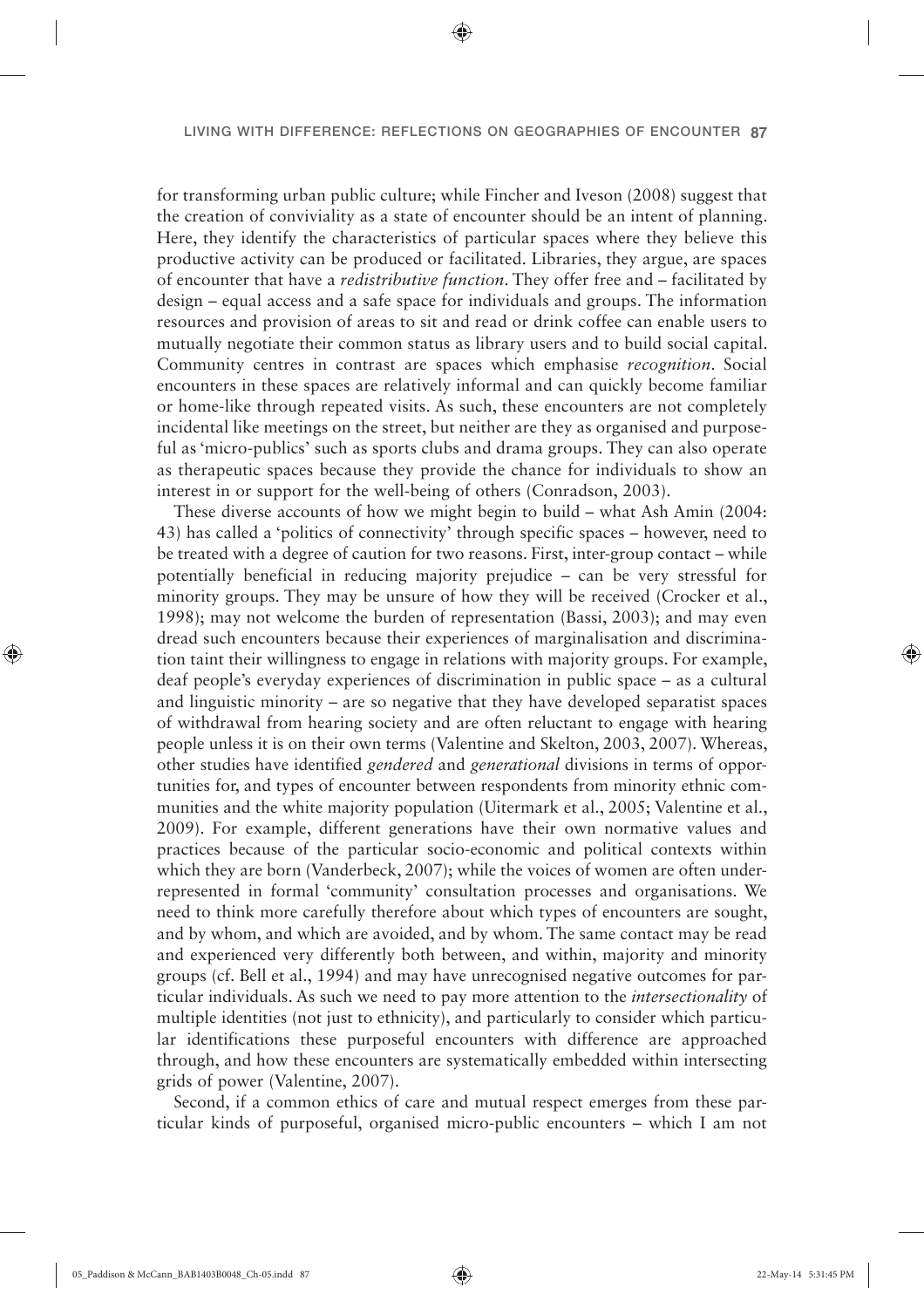for transforming urban public culture; while Fincher and Iveson (2008) suggest that the creation of conviviality as a state of encounter should be an intent of planning. Here, they identify the characteristics of particular spaces where they believe this productive activity can be produced or facilitated. Libraries, they argue, are spaces of encounter that have a *redistributive function*. They offer free and – facilitated by design – equal access and a safe space for individuals and groups. The information resources and provision of areas to sit and read or drink coffee can enable users to mutually negotiate their common status as library users and to build social capital. Community centres in contrast are spaces which emphasise *recognition*. Social encounters in these spaces are relatively informal and can quickly become familiar or home-like through repeated visits. As such, these encounters are not completely incidental like meetings on the street, but neither are they as organised and purposeful as 'micro-publics' such as sports clubs and drama groups. They can also operate as therapeutic spaces because they provide the chance for individuals to show an interest in or support for the well-being of others (Conradson, 2003).

These diverse accounts of how we might begin to build – what Ash Amin (2004: 43) has called a 'politics of connectivity' through specific spaces – however, need to be treated with a degree of caution for two reasons. First, inter-group contact – while potentially beneficial in reducing majority prejudice – can be very stressful for minority groups. They may be unsure of how they will be received (Crocker et al., 1998); may not welcome the burden of representation (Bassi, 2003); and may even dread such encounters because their experiences of marginalisation and discrimination taint their willingness to engage in relations with majority groups. For example, deaf people's everyday experiences of discrimination in public space – as a cultural and linguistic minority – are so negative that they have developed separatist spaces of withdrawal from hearing society and are often reluctant to engage with hearing people unless it is on their own terms (Valentine and Skelton, 2003, 2007). Whereas, other studies have identified *gendered* and *generational* divisions in terms of opportunities for, and types of encounter between respondents from minority ethnic communities and the white majority population (Uitermark et al., 2005; Valentine et al., 2009). For example, different generations have their own normative values and practices because of the particular socio-economic and political contexts within which they are born (Vanderbeck, 2007); while the voices of women are often under-represented in formal 'community' consultation processes and organisations. We need to think more carefully therefore about which types of encounters are sought, and by whom, and which are avoided, and by whom. The same contact may be read and experienced very differently both between, and within, majority and minority groups (cf. Bell et al., 1994) and may have unrecognised negative outcomes for particular individuals. As such we need to pay more attention to the *intersectionality* of multiple identities (not just to ethnicity), and particularly to consider which particular identifications these purposeful encounters with difference are approached through, and how these encounters are systematically embedded within intersecting grids of power (Valentine, 2007).

Second, if a common ethics of care and mutual respect emerges from these particular kinds of purposeful, organised micro-public encounters – which I am not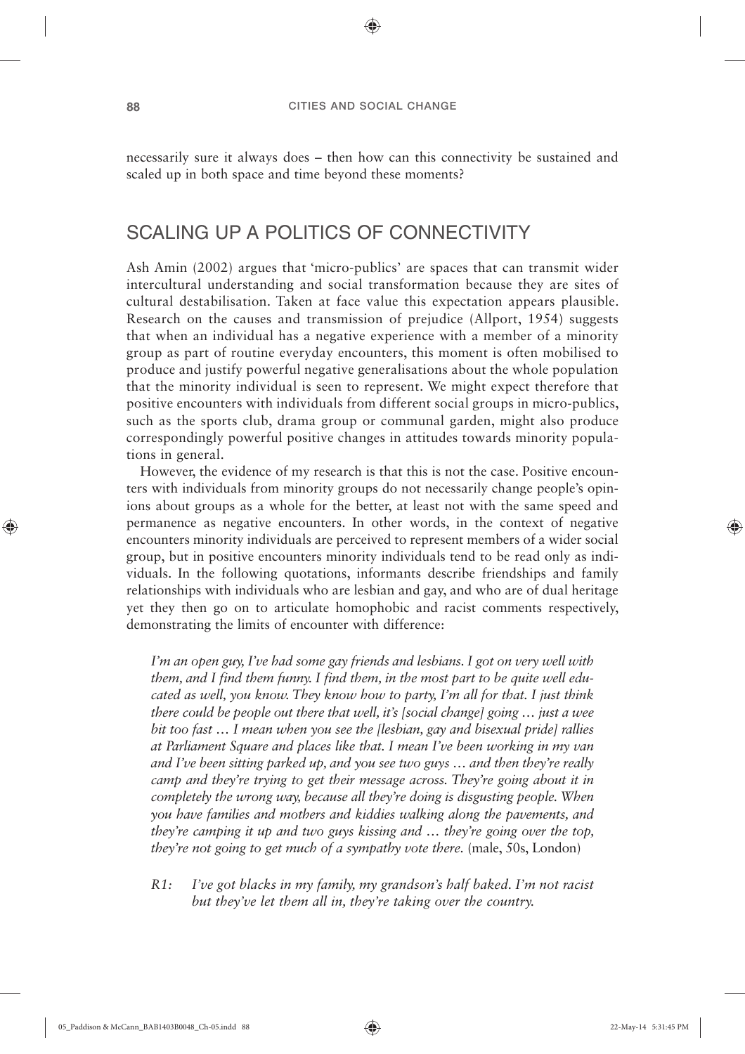necessarily sure it always does – then how can this connectivity be sustained and scaled up in both space and time beyond these moments?

## SCALING UP A POLITICS OF CONNECTIVITY

Ash Amin (2002) argues that 'micro-publics' are spaces that can transmit wider intercultural understanding and social transformation because they are sites of cultural destabilisation. Taken at face value this expectation appears plausible. Research on the causes and transmission of prejudice (Allport, 1954) suggests that when an individual has a negative experience with a member of a minority group as part of routine everyday encounters, this moment is often mobilised to produce and justify powerful negative generalisations about the whole population that the minority individual is seen to represent. We might expect therefore that positive encounters with individuals from different social groups in micro-publics, such as the sports club, drama group or communal garden, might also produce correspondingly powerful positive changes in attitudes towards minority populations in general.

However, the evidence of my research is that this is not the case. Positive encounters with individuals from minority groups do not necessarily change people's opinions about groups as a whole for the better, at least not with the same speed and permanence as negative encounters. In other words, in the context of negative encounters minority individuals are perceived to represent members of a wider social group, but in positive encounters minority individuals tend to be read only as individuals. In the following quotations, informants describe friendships and family heritage relationships with individuals who are lesbian and gay, and who are of dual heritage yet they then go on to articulate homophobic and racist comments respectively, demonstrating the limits of encounter with difference:

> *I'm an open guy, I've had some gay friends and lesbians. I got on very well with them, and I find them funny. I find them, in the most part to be quite well educated as well, you know. They know how to party, I'm all for that. I just think there could be people out there that well, it's [social change] going … just a wee bit too fast … I mean when you see the [lesbian, gay and bisexual pride] rallies at Parliament Square and places like that. I mean I've been working in my van and I've been sitting parked up, and you see two guys … and then they're really camp and they're trying to get their message across. They're going about it in completely the wrong way, because all they're doing is disgusting people. When you have families and mothers and kiddies walking along the pavements, and they're camping it up and two guys kissing and … they're going over the top, they're not going to get much of a sympathy vote there.* (male, 50s, London)

> *R1: I've got blacks in my family, my grandson's half baked. I'm not racist but they've let them all in, they're taking over the country.*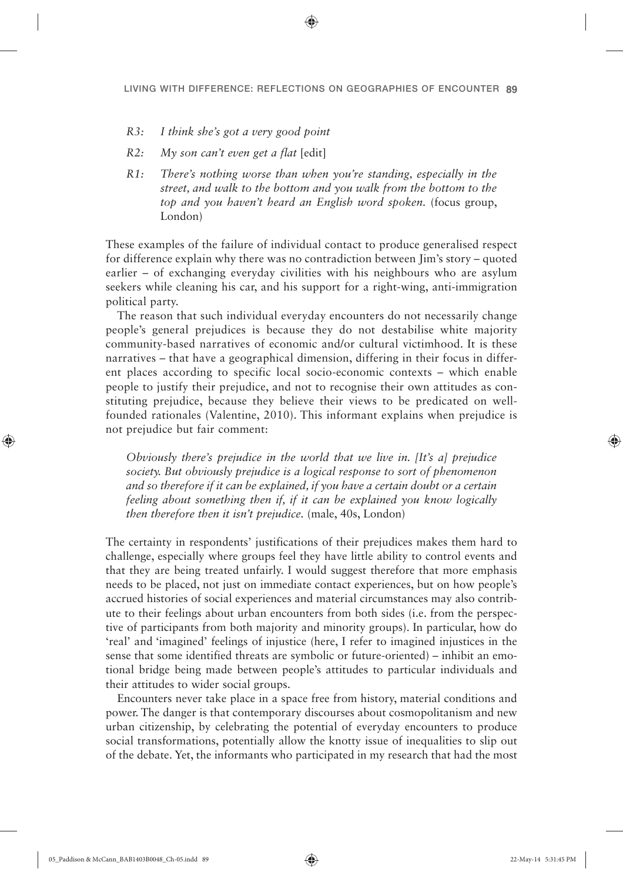*R3: I think she's got a very good point*

*R2: My son can't even get a flat* [edit]

*R1: There's nothing worse than when you're standing, especially in the street, and walk to the bottom and you walk from the bottom to the top and you haven't heard an English word spoken.* (focus group, London)

These examples of the failure of individual contact to produce generalised respect for difference explain why there was no contradiction between Jim's story – quoted earlier – of exchanging everyday civilities with his neighbours who are asylum seekers while cleaning his car, and his support for a right-wing, anti-immigration political party.

The reason that such individual everyday encounters do not necessarily change people's general prejudices is because they do not destabilise white majority community-based narratives of economic and/or cultural victimhood. It is these narratives – that have a geographical dimension, differing in their focus in different places according to specific local socio-economic contexts – which enable people to justify their prejudice, and not to recognise their own attitudes as constituting prejudice, because they believe their views to be predicated on well-founded rationales (Valentine, 2010). This informant explains when prejudice is not prejudice but fair comment:

> *Obviously there's prejudice in the world that we live in. [It's a] prejudice society. But obviously prejudice is a logical response to sort of phenomenon and so therefore if it can be explained, if you have a certain doubt or a certain feeling about something then if, if it can be explained you know logically then therefore then it isn't prejudice.* (male, 40s, London)

The certainty in respondents' justifications of their prejudices makes them hard to challenge, especially where groups feel they have little ability to control events and that they are being treated unfairly. I would suggest therefore that more emphasis needs to be placed, not just on immediate contact experiences, but on how people's accrued histories of social experiences and material circumstances may also contribute to their feelings about urban encounters from both sides (i.e. from the perspective of participants from both majority and minority groups). In particular, how do 'real' and 'imagined' feelings of injustice (here, I refer to imagined injustices in the sense that some identified threats are symbolic or future-oriented) – inhibit an emotional bridge being made between people's attitudes to particular individuals and their attitudes to wider social groups.

Encounters never take place in a space free from history, material conditions and power. The danger is that contemporary discourses about cosmopolitanism and new urban citizenship, by celebrating the potential of everyday encounters to produce social transformations, potentially allow the knotty issue of inequalities to slip out of the debate. Yet, the informants who participated in my research that had the most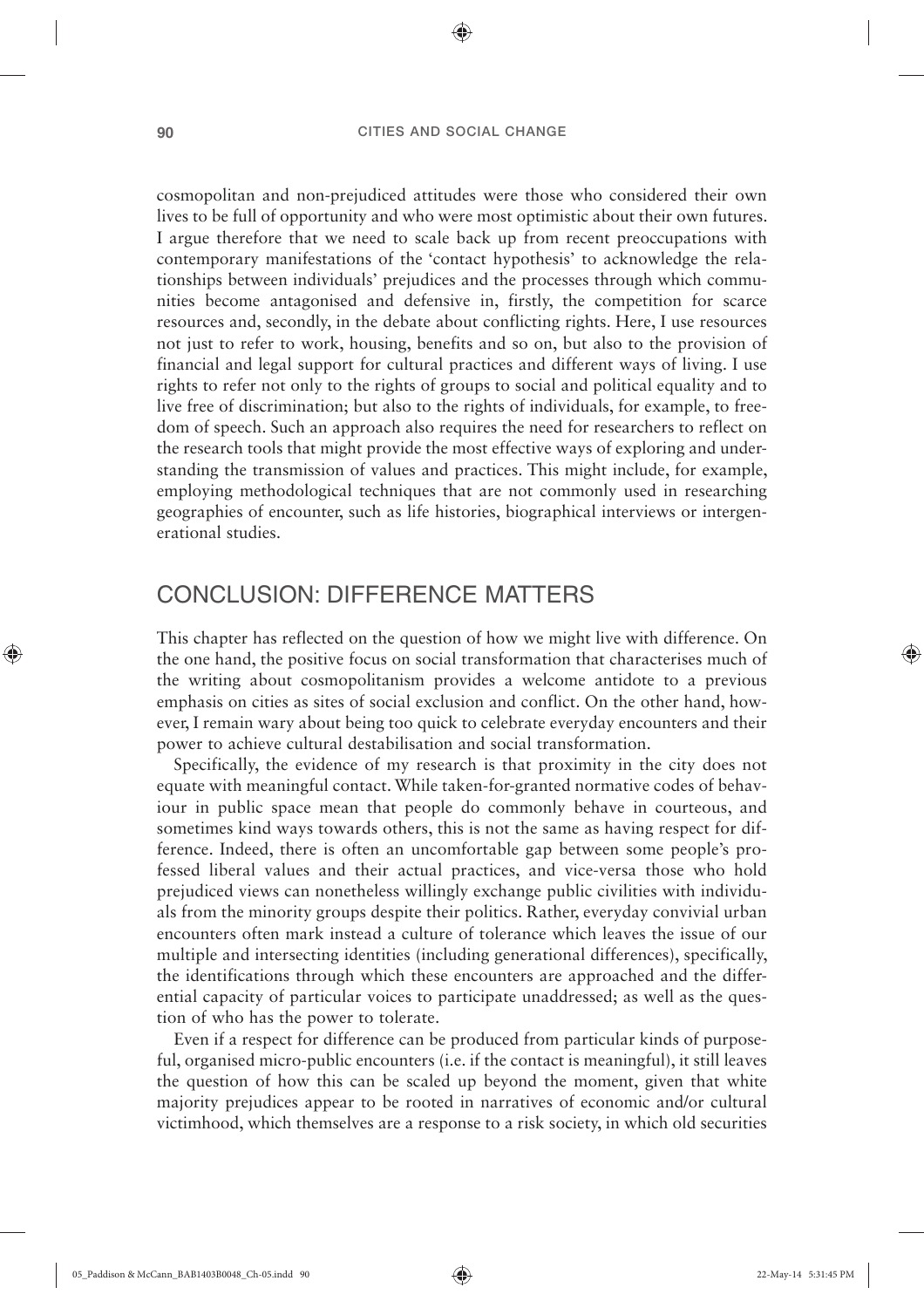cosmopolitan and non-prejudiced attitudes were those who considered their own lives to be full of opportunity and who were most optimistic about their own futures. I argue therefore that we need to scale back up from recent preoccupations with contemporary manifestations of the 'contact hypothesis' to acknowledge the relationships between individuals' prejudices and the processes through which communities become antagonised and defensive in, firstly, the competition for scarce resources and, secondly, in the debate about conflicting rights. Here, I use resources not just to refer to work, housing, benefits and so on, but also to the provision of financial and legal support for cultural practices and different ways of living. I use rights to refer not only to the rights of groups to social and political equality and to live free of discrimination; but also to the rights of individuals, for example, to freedom of speech. Such an approach also requires the need for researchers to reflect on the research tools that might provide the most effective ways of exploring and understanding the transmission of values and practices. This might include, for example, employing methodological techniques that are not commonly used in researching geographies of encounter, such as life histories, biographical interviews or intergenerational studies.

## CONCLUSION: DIFFERENCE MATTERS

This chapter has reflected on the question of how we might live with difference. On the one hand, the positive focus on social transformation that characterises much of the writing about cosmopolitanism provides a welcome antidote to a previous emphasis on cities as sites of social exclusion and conflict. On the other hand, however, I remain wary about being too quick to celebrate everyday encounters and their power to achieve cultural destabilisation and social transformation.

Specifically, the evidence of my research is that proximity in the city does not equate with meaningful contact. While taken-for-granted normative codes of behaviour in public space mean that people do commonly behave in courteous, and sometimes kind ways towards others, this is not the same as having respect for difference. Indeed, there is often an uncomfortable gap between some people's professed liberal values and their actual practices, and vice-versa those who hold prejudiced views can nonetheless willingly exchange public civilities with individuals from the minority groups despite their politics. Rather, everyday convivial urban encounters often mark instead a culture of tolerance which leaves the issue of our multiple and intersecting identities (including generational differences), specifically, the identifications through which these encounters are approached and the differential capacity of particular voices to participate unaddressed; as well as the question of who has the power to tolerate.

Even if a respect for difference can be produced from particular kinds of purposeful, organised micro-public encounters (i.e. if the contact is meaningful), it still leaves the question of how this can be scaled up beyond the moment, given that white majority prejudices appear to be rooted in narratives of economic and/or cultural victimhood, which themselves are a response to a risk society, in which old securities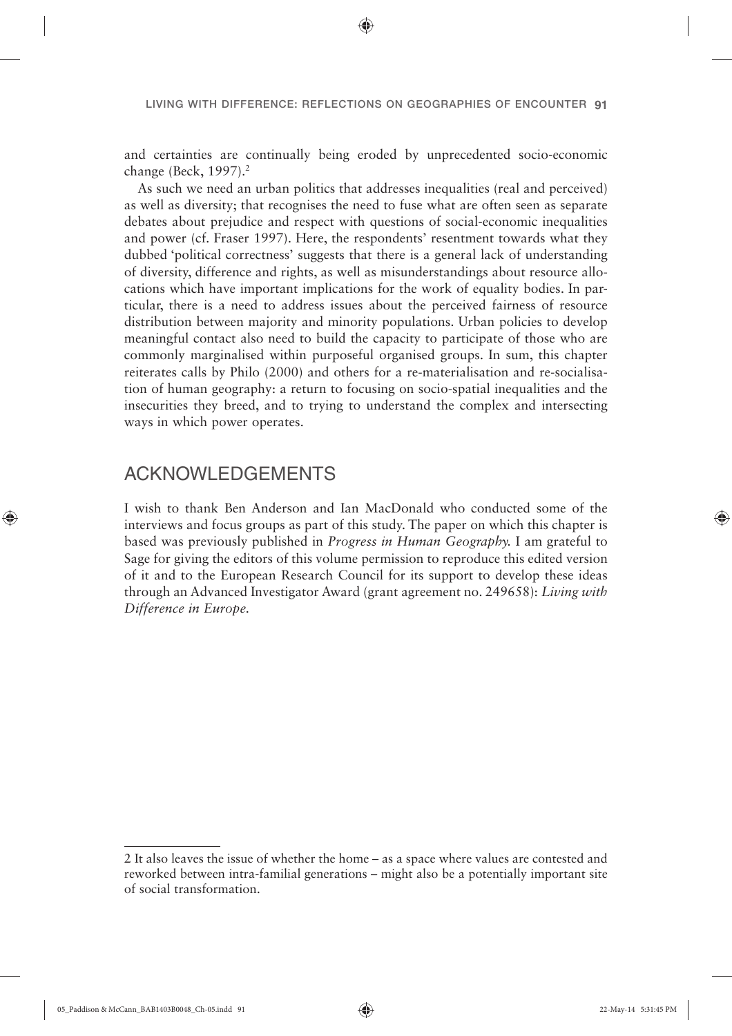and certainties are continually being eroded by unprecedented socio-economic change (Beck, 1997).[2]

As such we need an urban politics that addresses inequalities (real and perceived) as well as diversity; that recognises the need to fuse what are often seen as separate debates about prejudice and respect with questions of social-economic inequalities and power (cf. Fraser 1997). Here, the respondents' resentment towards what they dubbed 'political correctness' suggests that there is a general lack of understanding of diversity, difference and rights, as well as misunderstandings about resource allocations which have important implications for the work of equality bodies. In particular, there is a need to address issues about the perceived fairness of resource distribution between majority and minority populations. Urban policies to develop meaningful contact also need to build the capacity to participate of those who are commonly marginalised within purposeful organised groups. In sum, this chapter reiterates calls by Philo (2000) and others for a re-materialisation and re-socialisation of human geography: a return to focusing on socio-spatial inequalities and the insecurities they breed, and to trying to understand the complex and intersecting ways in which power operates.

## ACKNOWLEDGEMENTS

I wish to thank Ben Anderson and Ian MacDonald who conducted some of the interviews and focus groups as part of this study. The paper on which this chapter is based was previously published in *Progress in Human Geography.* I am grateful to Sage for giving the editors of this volume permission to reproduce this edited version of it and to the European Research Council for its support to develop these ideas through an Advanced Investigator Award (grant agreement no. 249658): *Living with Difference in Europe.*

---

2 It also leaves the issue of whether the home – as a space where values are contested and reworked between intra-familial generations – might also be a potentially important site of social transformation.